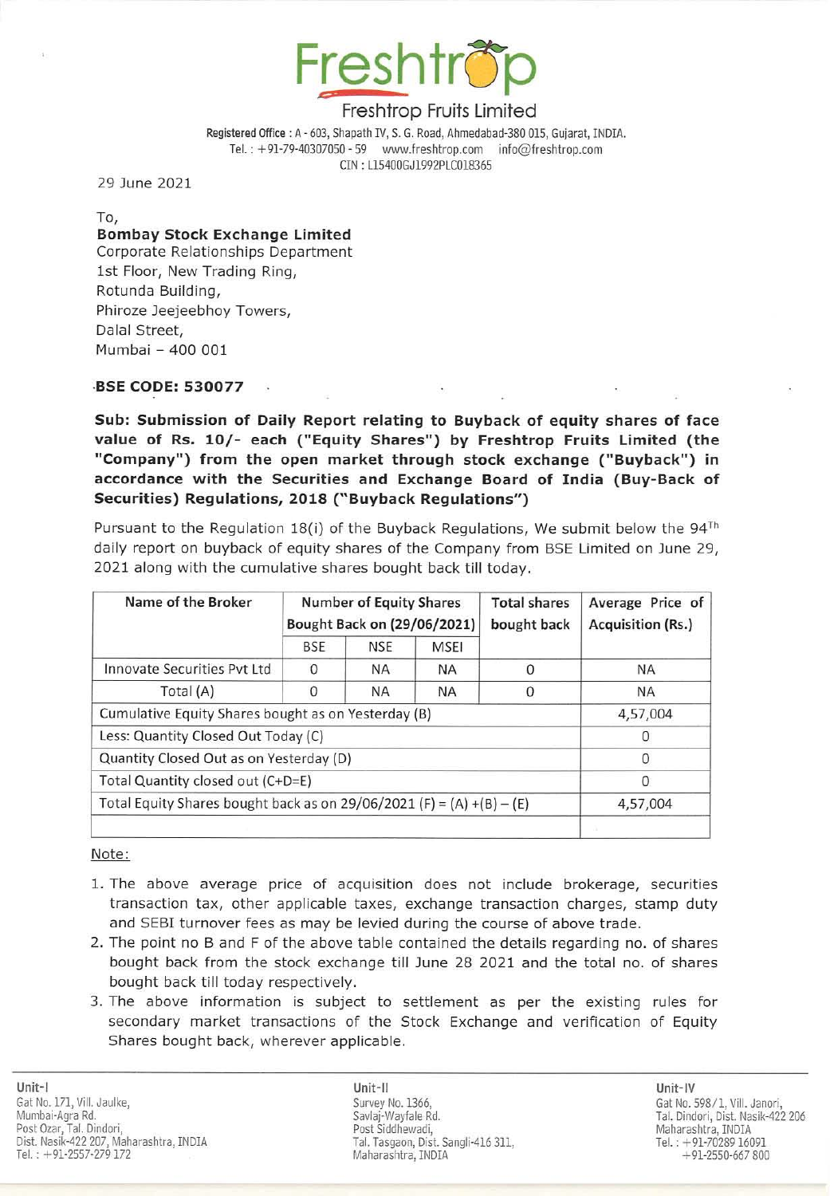# Freshtrop

## Freshtrop Fruits Limited

**Registered Office :** A - 603, Shapath IV, S. G. Road, Ahmedabad-380 015, Gujarat, INDIA.
Tel. : +91-79-40307050 - 59 www.freshtrop.com info@freshtrop.com
CIN : L15400GJ1992PLC018365

29 June 2021

To,
**Bombay Stock Exchange Limited**
Corporate Relationships Department
1st Floor, New Trading Ring,
Rotunda Building,
Phiroze Jeejeebhoy Towers,
Dalal Street,
Mumbai – 400 001

**BSE CODE: 530077**

**Sub: Submission of Daily Report relating to Buyback of equity shares of face value of Rs. 10/- each ("Equity Shares") by Freshtrop Fruits Limited (the "Company") from the open market through stock exchange ("Buyback") in accordance with the Securities and Exchange Board of India (Buy-Back of Securities) Regulations, 2018 ("Buyback Regulations")**

Pursuant to the Regulation 18(i) of the Buyback Regulations, We submit below the 94[Th] daily report on buyback of equity shares of the Company from BSE Limited on June 29, 2021 along with the cumulative shares bought back till today.

| Name of the Broker | Number of Equity Shares Bought Back on (29/06/2021) | | | Total shares bought back | Average Price of Acquisition (Rs.) |
|---|---|---|---|---|---|
| | BSE | NSE | MSEI | | |
| Innovate Securities Pvt Ltd | 0 | NA | NA | 0 | NA |
| Total (A) | 0 | NA | NA | 0 | NA |
| Cumulative Equity Shares bought as on Yesterday (B) | | | | | 4,57,004 |
| Less: Quantity Closed Out Today (C) | | | | | 0 |
| Quantity Closed Out as on Yesterday (D) | | | | | 0 |
| Total Quantity closed out (C+D=E) | | | | | 0 |
| Total Equity Shares bought back as on 29/06/2021 (F) = (A) +(B) – (E) | | | | | 4,57,004 |

Note:

1. The above average price of acquisition does not include brokerage, securities transaction tax, other applicable taxes, exchange transaction charges, stamp duty and SEBI turnover fees as may be levied during the course of above trade.
2. The point no B and F of the above table contained the details regarding no. of shares bought back from the stock exchange till June 28 2021 and the total no. of shares bought back till today respectively.
3. The above information is subject to settlement as per the existing rules for secondary market transactions of the Stock Exchange and verification of Equity Shares bought back, wherever applicable.

**Unit-I**
Gat No. 171, Vill. Jaulke,
Mumbai-Agra Rd.
Post Ozar, Tal. Dindori,
Dist. Nasik-422 207, Maharashtra, INDIA
Tel. : +91-2557-279 172

**Unit-II**
Survey No. 1366,
Savlaj-Wayfale Rd.
Post Siddhewadi,
Tal. Tasgaon, Dist. Sangli-416 311,
Maharashtra, INDIA

**Unit-IV**
Gat No. 598/1, Vill. Janori,
Tal. Dindori, Dist. Nasik-422 206
Maharashtra, INDIA
Tel. : +91-70289 16091
+91-2550-667 800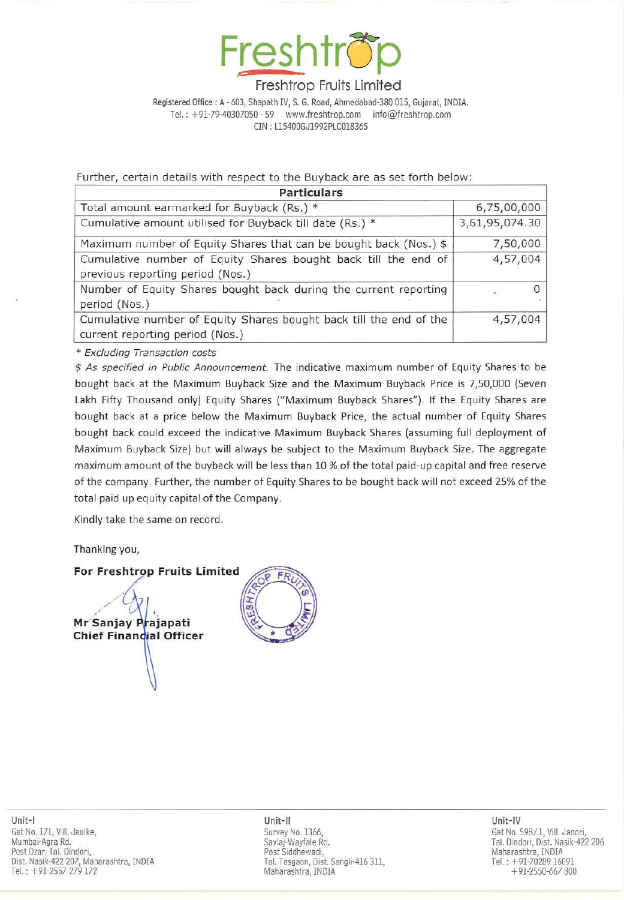Further, certain details with respect to the Buyback are as set forth below:

| Particulars | |
|---|---|
| Total amount earmarked for Buyback (Rs.) * | 6,75,00,000 |
| Cumulative amount utilised for Buyback till date (Rs.) * | 3,61,95,074.30 |
| Maximum number of Equity Shares that can be bought back (Nos.) $ | 7,50,000 |
| Cumulative number of Equity Shares bought back till the end of previous reporting period (Nos.) | 4,57,004 |
| Number of Equity Shares bought back during the current reporting period (Nos.) | 0 |
| Cumulative number of Equity Shares bought back till the end of the current reporting period (Nos.) | 4,57,004 |

*\* Excluding Transaction costs*

*$ As specified in Public Announcement.* The indicative maximum number of Equity Shares to be bought back at the Maximum Buyback Size and the Maximum Buyback Price is 7,50,000 (Seven Lakh Fifty Thousand only) Equity Shares ("Maximum Buyback Shares"). If the Equity Shares are bought back at a price below the Maximum Buyback Price, the actual number of Equity Shares bought back could exceed the indicative Maximum Buyback Shares (assuming full deployment of Maximum Buyback Size) but will always be subject to the Maximum Buyback Size. The aggregate maximum amount of the buyback will be less than 10 % of the total paid-up capital and free reserve of the company. Further, the number of Equity Shares to be bought back will not exceed 25% of the total paid up equity capital of the Company.

Kindly take the same on record.

Thanking you,

**For Freshtrop Fruits Limited**

**Mr Sanjay Prajapati**
**Chief Financial Officer**